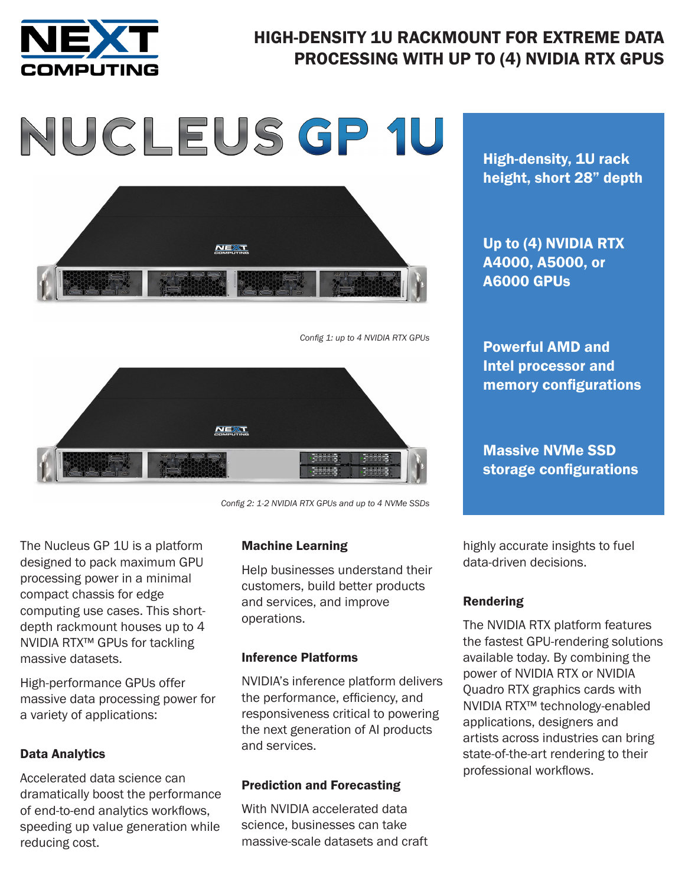NEXT COMPUTING

# HIGH-DENSITY 1U RACKMOUNT FOR EXTREME DATA PROCESSING WITH UP TO (4) NVIDIA RTX GPUS

# NUCLEUS GP 1U

*Config 1: up to 4 NVIDIA RTX GPUs*

*Config 2: 1-2 NVIDIA RTX GPUs and up to 4 NVMe SSDs*

**High-density, 1U rack height, short 28" depth**

**Up to (4) NVIDIA RTX A4000, A5000, or A6000 GPUs**

**Powerful AMD and Intel processor and memory configurations**

**Massive NVMe SSD storage configurations**

The Nucleus GP 1U is a platform designed to pack maximum GPU processing power in a minimal compact chassis for edge computing use cases. This short-depth rackmount houses up to 4 NVIDIA RTX™ GPUs for tackling massive datasets.

High-performance GPUs offer massive data processing power for a variety of applications:

### Data Analytics

Accelerated data science can dramatically boost the performance of end-to-end analytics workflows, speeding up value generation while reducing cost.

### Machine Learning

Help businesses understand their customers, build better products and services, and improve operations.

### Inference Platforms

NVIDIA's inference platform delivers the performance, efficiency, and responsiveness critical to powering the next generation of AI products and services.

### Prediction and Forecasting

With NVIDIA accelerated data science, businesses can take massive-scale datasets and craft highly accurate insights to fuel data-driven decisions.

### Rendering

The NVIDIA RTX platform features the fastest GPU-rendering solutions available today. By combining the power of NVIDIA RTX or NVIDIA Quadro RTX graphics cards with NVIDIA RTX™ technology-enabled applications, designers and artists across industries can bring state-of-the-art rendering to their professional workflows.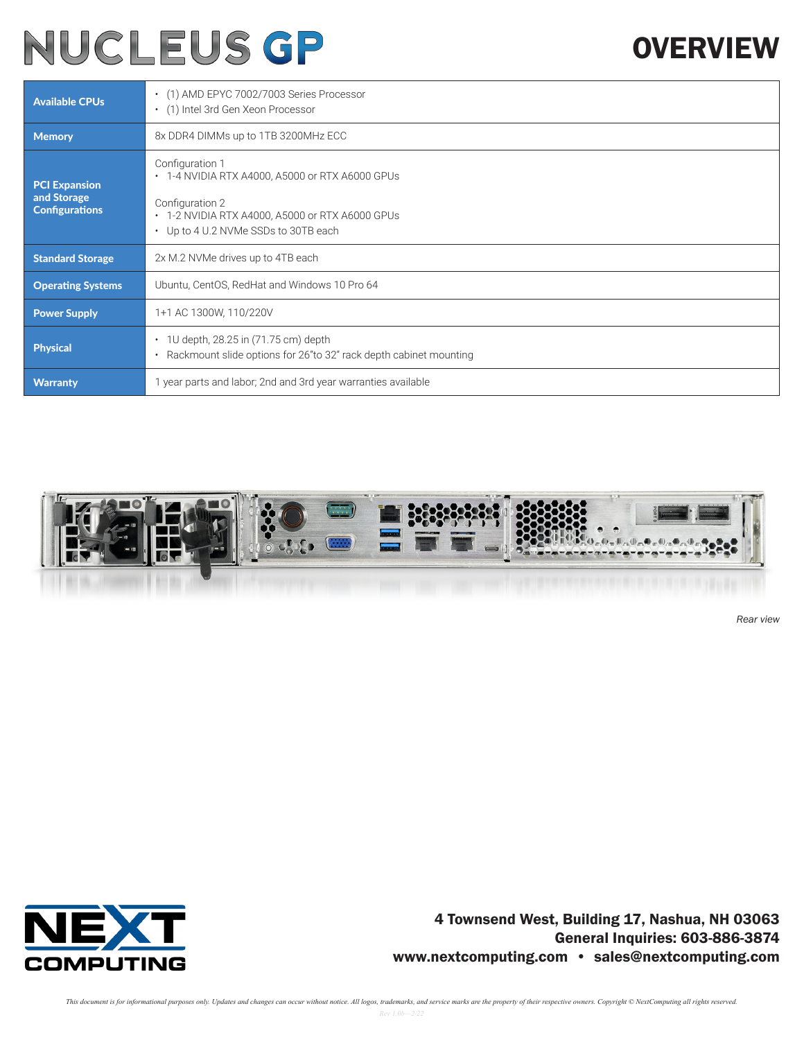# NUCLEUS GP

# OVERVIEW

| | |
|---|---|
| **Available CPUs** | • (1) AMD EPYC 7002/7003 Series Processor<br>• (1) Intel 3rd Gen Xeon Processor |
| **Memory** | 8x DDR4 DIMMs up to 1TB 3200MHz ECC |
| **PCI Expansion and Storage Configurations** | Configuration 1<br>• 1-4 NVIDIA RTX A4000, A5000 or RTX A6000 GPUs<br><br>Configuration 2<br>• 1-2 NVIDIA RTX A4000, A5000 or RTX A6000 GPUs<br>• Up to 4 U.2 NVMe SSDs to 30TB each |
| **Standard Storage** | 2x M.2 NVMe drives up to 4TB each |
| **Operating Systems** | Ubuntu, CentOS, RedHat and Windows 10 Pro 64 |
| **Power Supply** | 1+1 AC 1300W, 110/220V |
| **Physical** | • 1U depth, 28.25 in (71.75 cm) depth<br>• Rackmount slide options for 26"to 32" rack depth cabinet mounting |
| **Warranty** | 1 year parts and labor; 2nd and 3rd year warranties available |

*Rear view*

**4 Townsend West, Building 17, Nashua, NH 03063**
**General Inquiries: 603-886-3874**
**www.nextcomputing.com • sales@nextcomputing.com**

*This document is for informational purposes only. Updates and changes can occur without notice. All logos, trademarks, and service marks are the property of their respective owners. Copyright © NextComputing all rights reserved.*